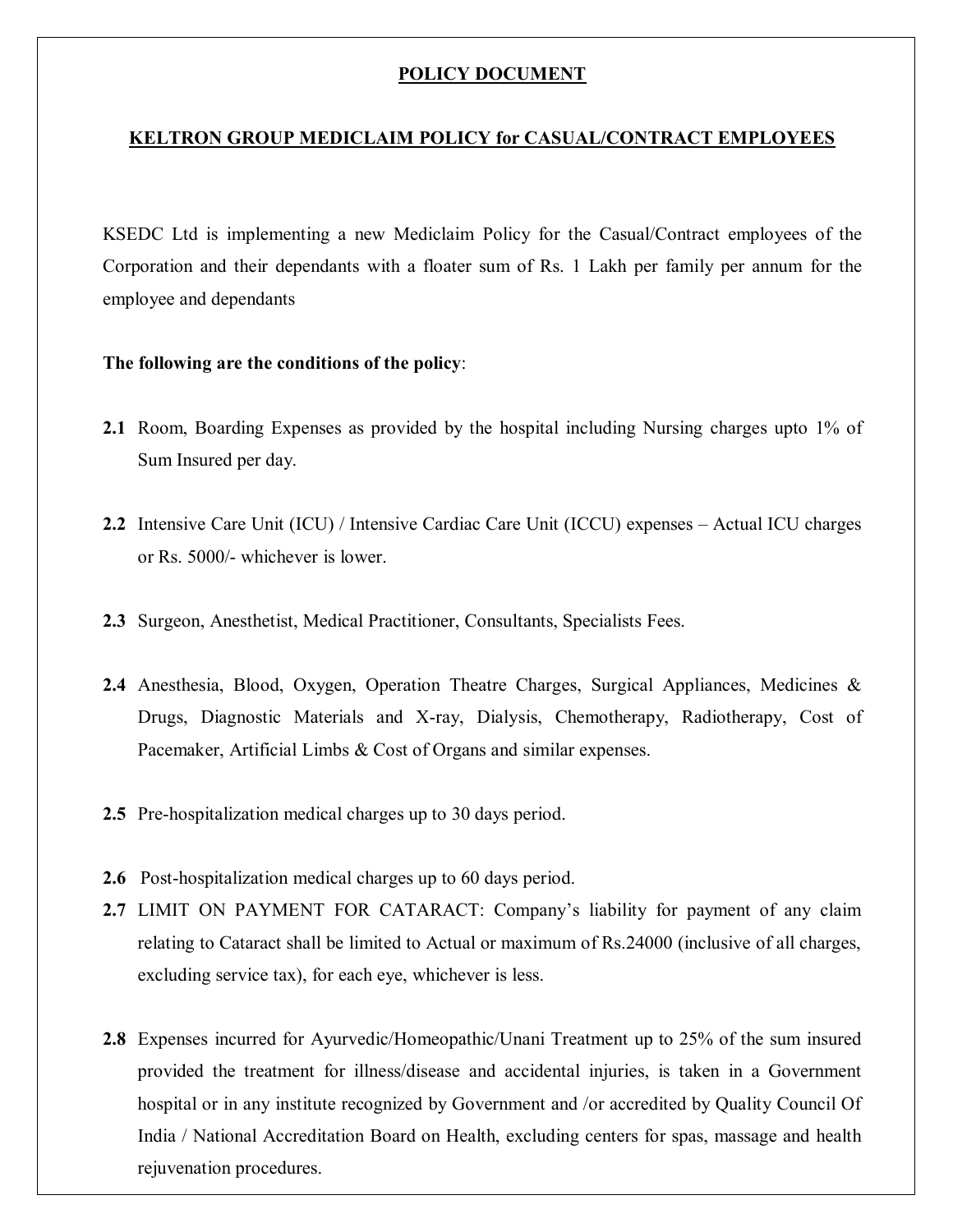**POLICY DOCUMENT**

**KELTRON GROUP MEDICLAIM POLICY for CASUAL/CONTRACT EMPLOYEES**

KSEDC Ltd is implementing a new Mediclaim Policy for the Casual/Contract employees of the Corporation and their dependants with a floater sum of Rs. 1 Lakh per family per annum for the employee and dependants

**The following are the conditions of the policy**:

**2.1** Room, Boarding Expenses as provided by the hospital including Nursing charges upto 1% of Sum Insured per day.

**2.2** Intensive Care Unit (ICU) / Intensive Cardiac Care Unit (ICCU) expenses – Actual ICU charges or Rs. 5000/- whichever is lower.

**2.3** Surgeon, Anesthetist, Medical Practitioner, Consultants, Specialists Fees.

**2.4** Anesthesia, Blood, Oxygen, Operation Theatre Charges, Surgical Appliances, Medicines & Drugs, Diagnostic Materials and X-ray, Dialysis, Chemotherapy, Radiotherapy, Cost of Pacemaker, Artificial Limbs & Cost of Organs and similar expenses.

**2.5** Pre-hospitalization medical charges up to 30 days period.

**2.6** Post-hospitalization medical charges up to 60 days period.

**2.7** LIMIT ON PAYMENT FOR CATARACT: Company's liability for payment of any claim relating to Cataract shall be limited to Actual or maximum of Rs.24000 (inclusive of all charges, excluding service tax), for each eye, whichever is less.

**2.8** Expenses incurred for Ayurvedic/Homeopathic/Unani Treatment up to 25% of the sum insured provided the treatment for illness/disease and accidental injuries, is taken in a Government hospital or in any institute recognized by Government and /or accredited by Quality Council Of India / National Accreditation Board on Health, excluding centers for spas, massage and health rejuvenation procedures.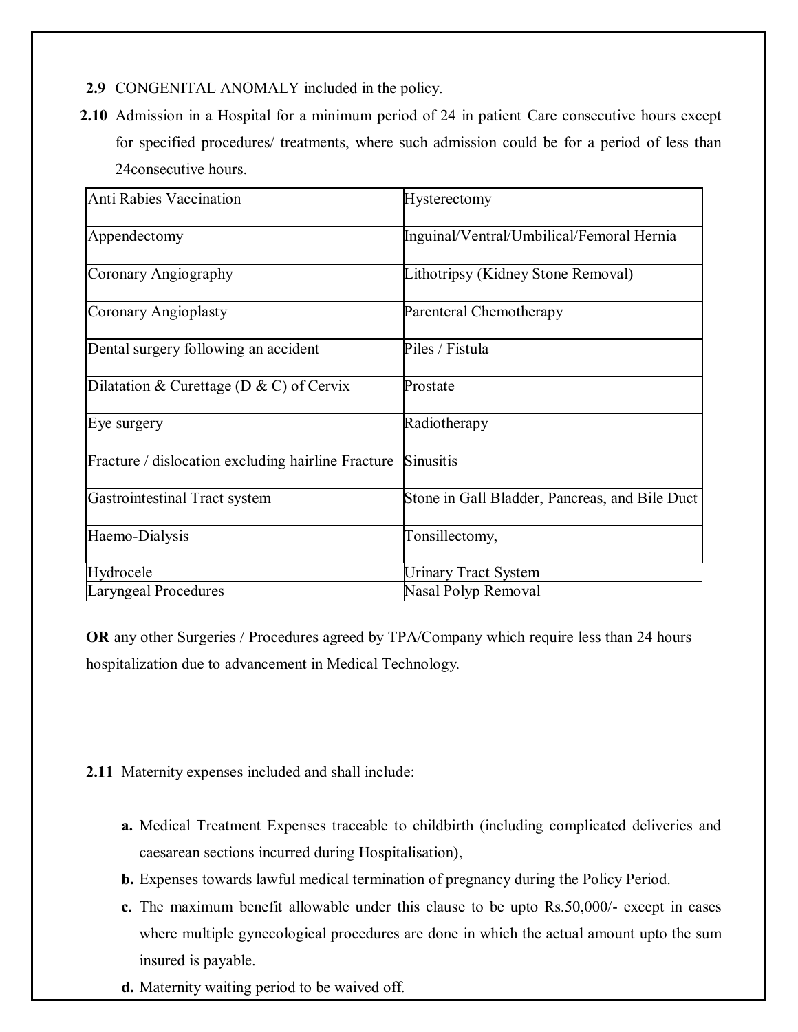**2.9** CONGENITAL ANOMALY included in the policy.

**2.10** Admission in a Hospital for a minimum period of 24 in patient Care consecutive hours except for specified procedures/ treatments, where such admission could be for a period of less than 24consecutive hours.

| | |
|---|---|
| Anti Rabies Vaccination | Hysterectomy |
| Appendectomy | Inguinal/Ventral/Umbilical/Femoral Hernia |
| Coronary Angiography | Lithotripsy (Kidney Stone Removal) |
| Coronary Angioplasty | Parenteral Chemotherapy |
| Dental surgery following an accident | Piles / Fistula |
| Dilatation & Curettage (D & C) of Cervix | Prostate |
| Eye surgery | Radiotherapy |
| Fracture / dislocation excluding hairline Fracture | Sinusitis |
| Gastrointestinal Tract system | Stone in Gall Bladder, Pancreas, and Bile Duct |
| Haemo-Dialysis | Tonsillectomy, |
| Hydrocele | Urinary Tract System |
| Laryngeal Procedures | Nasal Polyp Removal |

**OR** any other Surgeries / Procedures agreed by TPA/Company which require less than 24 hours hospitalization due to advancement in Medical Technology.

**2.11** Maternity expenses included and shall include:

**a.** Medical Treatment Expenses traceable to childbirth (including complicated deliveries and caesarean sections incurred during Hospitalisation),

**b.** Expenses towards lawful medical termination of pregnancy during the Policy Period.

**c.** The maximum benefit allowable under this clause to be upto Rs.50,000/- except in cases where multiple gynecological procedures are done in which the actual amount upto the sum insured is payable.

**d.** Maternity waiting period to be waived off.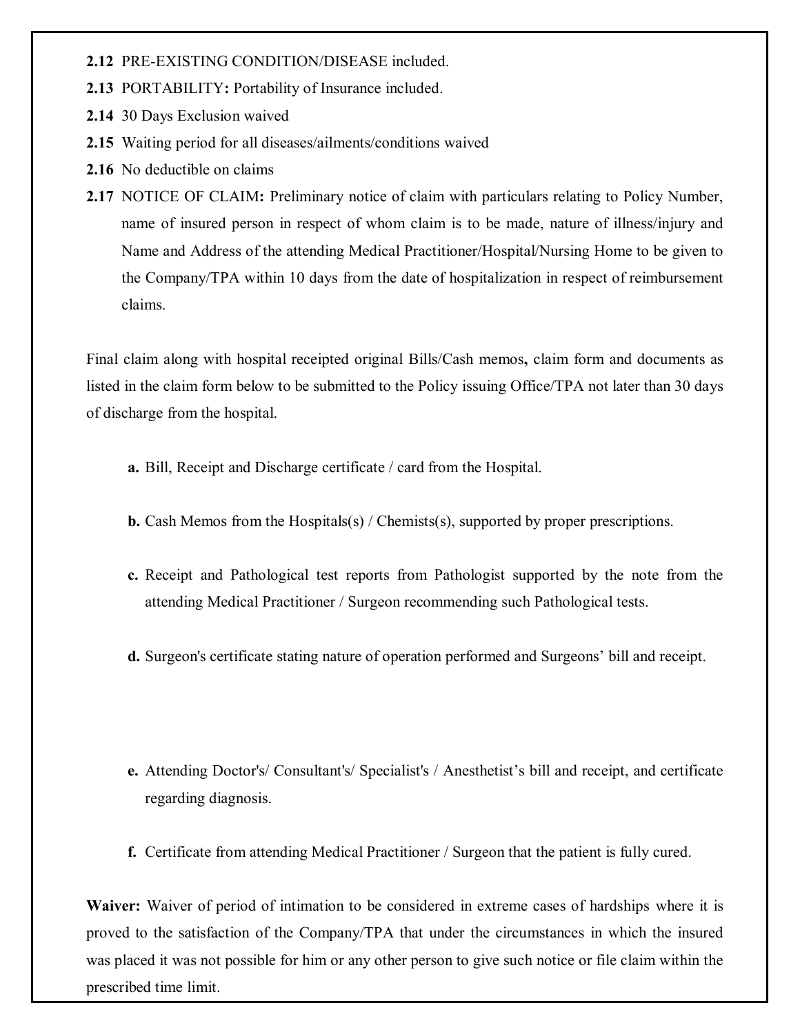**2.12** PRE-EXISTING CONDITION/DISEASE included.

**2.13** PORTABILITY**:** Portability of Insurance included.

**2.14** 30 Days Exclusion waived

**2.15** Waiting period for all diseases/ailments/conditions waived

**2.16** No deductible on claims

**2.17** NOTICE OF CLAIM**:** Preliminary notice of claim with particulars relating to Policy Number, name of insured person in respect of whom claim is to be made, nature of illness/injury and Name and Address of the attending Medical Practitioner/Hospital/Nursing Home to be given to the Company/TPA within 10 days from the date of hospitalization in respect of reimbursement claims.

Final claim along with hospital receipted original Bills/Cash memos**,** claim form and documents as listed in the claim form below to be submitted to the Policy issuing Office/TPA not later than 30 days of discharge from the hospital.

**a.** Bill, Receipt and Discharge certificate / card from the Hospital.

**b.** Cash Memos from the Hospitals(s) / Chemists(s), supported by proper prescriptions.

**c.** Receipt and Pathological test reports from Pathologist supported by the note from the attending Medical Practitioner / Surgeon recommending such Pathological tests.

**d.** Surgeon's certificate stating nature of operation performed and Surgeons' bill and receipt.

**e.** Attending Doctor's/ Consultant's/ Specialist's / Anesthetist's bill and receipt, and certificate regarding diagnosis.

**f.** Certificate from attending Medical Practitioner / Surgeon that the patient is fully cured.

**Waiver:** Waiver of period of intimation to be considered in extreme cases of hardships where it is proved to the satisfaction of the Company/TPA that under the circumstances in which the insured was placed it was not possible for him or any other person to give such notice or file claim within the prescribed time limit.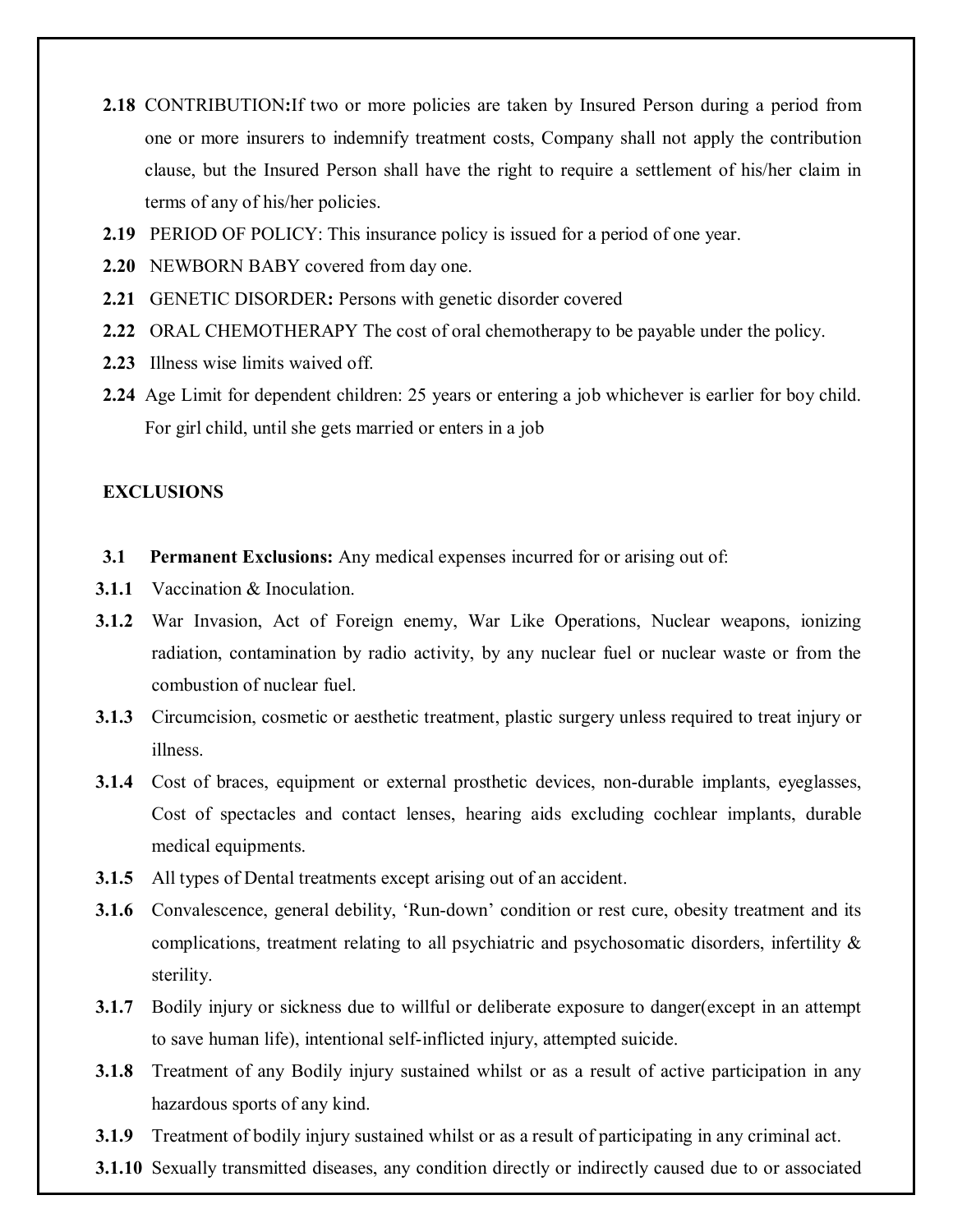**2.18** CONTRIBUTION**:**If two or more policies are taken by Insured Person during a period from one or more insurers to indemnify treatment costs, Company shall not apply the contribution clause, but the Insured Person shall have the right to require a settlement of his/her claim in terms of any of his/her policies.

**2.19** PERIOD OF POLICY: This insurance policy is issued for a period of one year.

**2.20** NEWBORN BABY covered from day one.

**2.21** GENETIC DISORDER**:** Persons with genetic disorder covered

**2.22** ORAL CHEMOTHERAPY The cost of oral chemotherapy to be payable under the policy.

**2.23** Illness wise limits waived off.

**2.24** Age Limit for dependent children: 25 years or entering a job whichever is earlier for boy child. For girl child, until she gets married or enters in a job

**EXCLUSIONS**

**3.1** **Permanent Exclusions:** Any medical expenses incurred for or arising out of:

**3.1.1** Vaccination & Inoculation.

**3.1.2** War Invasion, Act of Foreign enemy, War Like Operations, Nuclear weapons, ionizing radiation, contamination by radio activity, by any nuclear fuel or nuclear waste or from the combustion of nuclear fuel.

**3.1.3** Circumcision, cosmetic or aesthetic treatment, plastic surgery unless required to treat injury or illness.

**3.1.4** Cost of braces, equipment or external prosthetic devices, non-durable implants, eyeglasses, Cost of spectacles and contact lenses, hearing aids excluding cochlear implants, durable medical equipments.

**3.1.5** All types of Dental treatments except arising out of an accident.

**3.1.6** Convalescence, general debility, 'Run-down' condition or rest cure, obesity treatment and its complications, treatment relating to all psychiatric and psychosomatic disorders, infertility & sterility.

**3.1.7** Bodily injury or sickness due to willful or deliberate exposure to danger(except in an attempt to save human life), intentional self-inflicted injury, attempted suicide.

**3.1.8** Treatment of any Bodily injury sustained whilst or as a result of active participation in any hazardous sports of any kind.

**3.1.9** Treatment of bodily injury sustained whilst or as a result of participating in any criminal act.

**3.1.10** Sexually transmitted diseases, any condition directly or indirectly caused due to or associated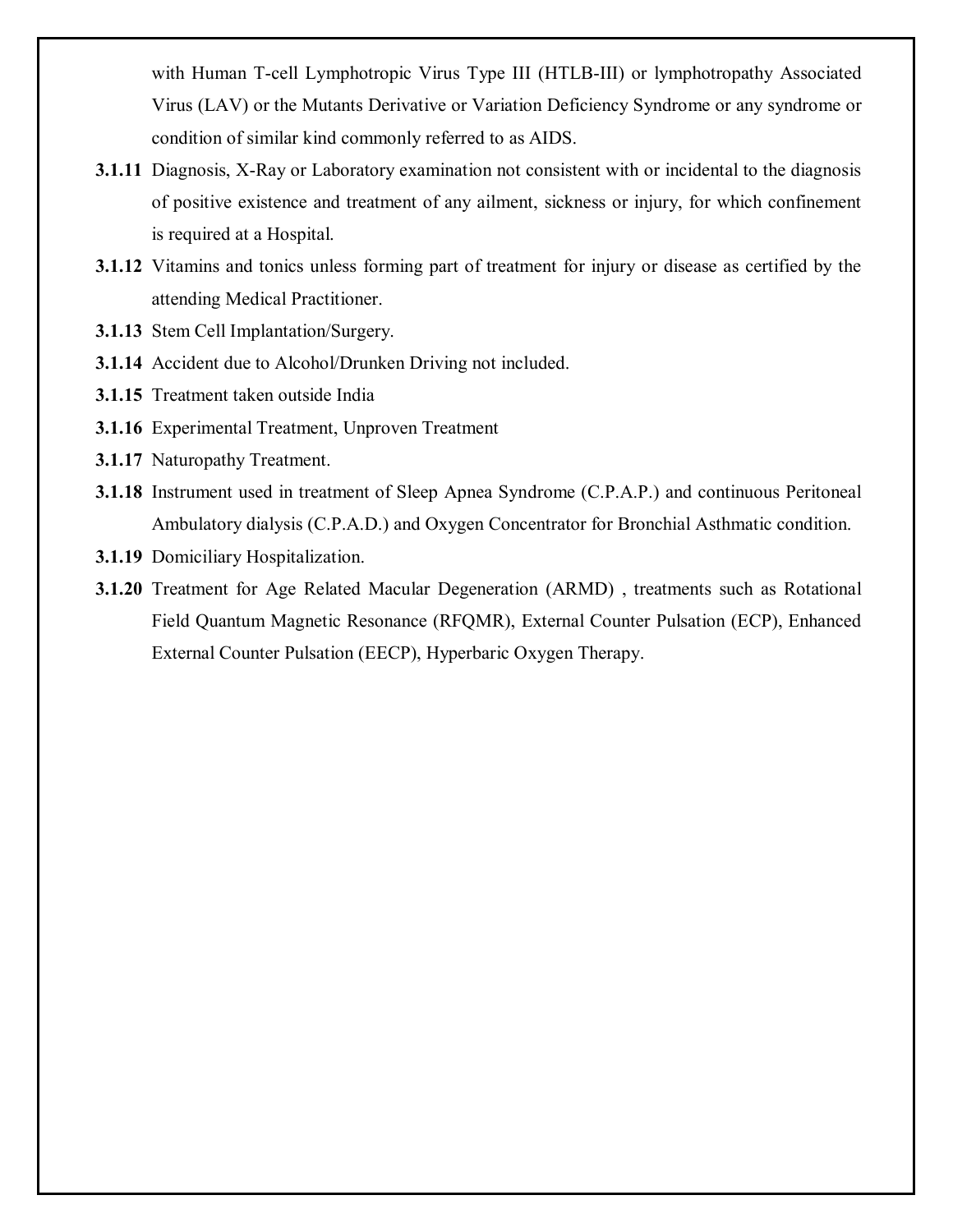with Human T-cell Lymphotropic Virus Type III (HTLB-III) or lymphotropathy Associated Virus (LAV) or the Mutants Derivative or Variation Deficiency Syndrome or any syndrome or condition of similar kind commonly referred to as AIDS.

**3.1.11** Diagnosis, X-Ray or Laboratory examination not consistent with or incidental to the diagnosis of positive existence and treatment of any ailment, sickness or injury, for which confinement is required at a Hospital.

**3.1.12** Vitamins and tonics unless forming part of treatment for injury or disease as certified by the attending Medical Practitioner.

**3.1.13** Stem Cell Implantation/Surgery.

**3.1.14** Accident due to Alcohol/Drunken Driving not included.

**3.1.15** Treatment taken outside India

**3.1.16** Experimental Treatment, Unproven Treatment

**3.1.17** Naturopathy Treatment.

**3.1.18** Instrument used in treatment of Sleep Apnea Syndrome (C.P.A.P.) and continuous Peritoneal Ambulatory dialysis (C.P.A.D.) and Oxygen Concentrator for Bronchial Asthmatic condition.

**3.1.19** Domiciliary Hospitalization.

**3.1.20** Treatment for Age Related Macular Degeneration (ARMD) , treatments such as Rotational Field Quantum Magnetic Resonance (RFQMR), External Counter Pulsation (ECP), Enhanced External Counter Pulsation (EECP), Hyperbaric Oxygen Therapy.